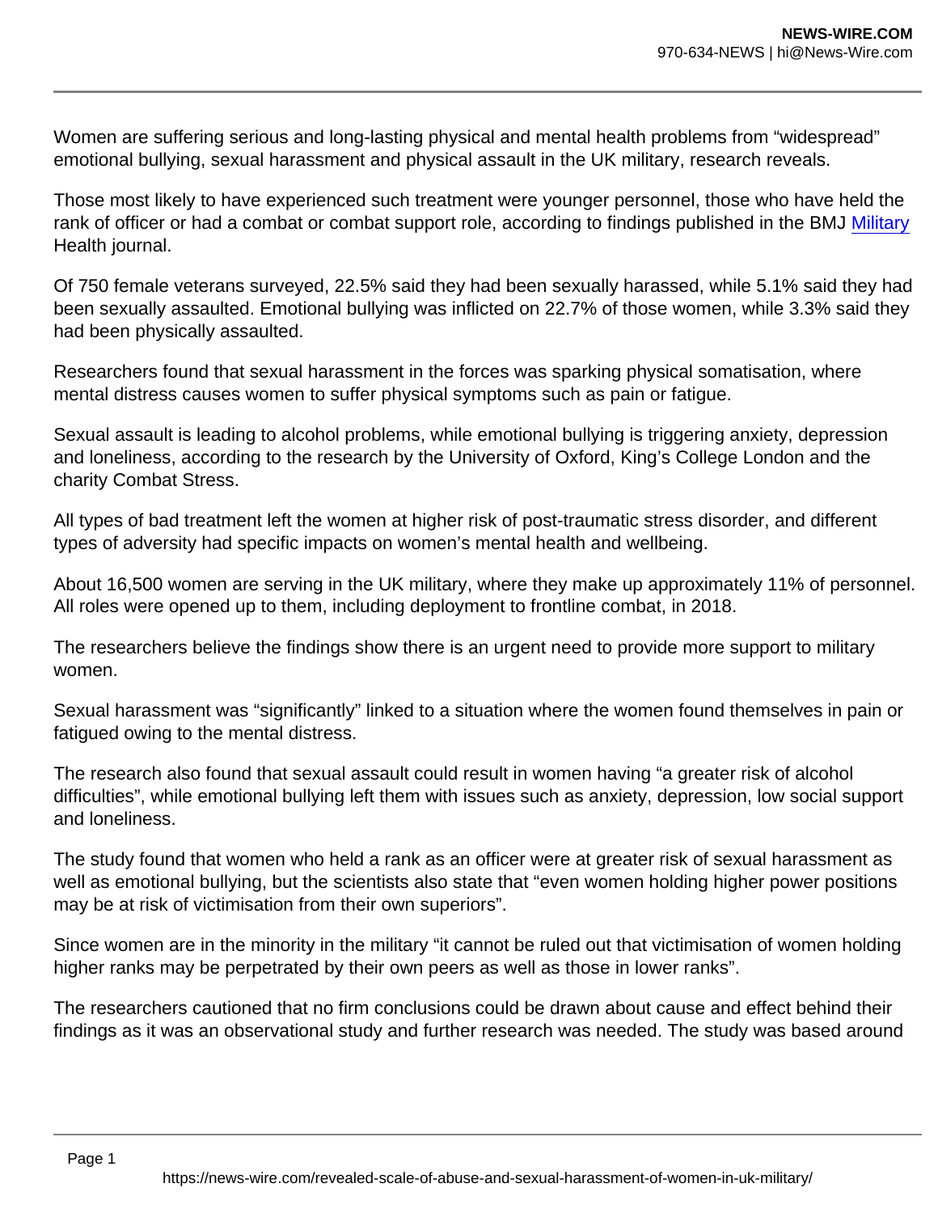Women are suffering serious and long-lasting physical and mental health problems from "widespread" emotional bullying, sexual harassment and physical assault in the UK military, research reveals.

Those most likely to have experienced such treatment were younger personnel, those who have held the rank of officer or had a combat or combat support role, according to findings published in the BMJ Military Health journal.

Of 750 female veterans surveyed, 22.5% said they had been sexually harassed, while 5.1% said they had been sexually assaulted. Emotional bullying was inflicted on 22.7% of those women, while 3.3% said they had been physically assaulted.

Researchers found that sexual harassment in the forces was sparking physical somatisation, where mental distress causes women to suffer physical symptoms such as pain or fatigue.

Sexual assault is leading to alcohol problems, while emotional bullying is triggering anxiety, depression and loneliness, according to the research by the University of Oxford, King's College London and the charity Combat Stress.

All types of bad treatment left the women at higher risk of post-traumatic stress disorder, and different types of adversity had specific impacts on women's mental health and wellbeing.

About 16,500 women are serving in the UK military, where they make up approximately 11% of personnel. All roles were opened up to them, including deployment to frontline combat, in 2018.

The researchers believe the findings show there is an urgent need to provide more support to military women.

Sexual harassment was "significantly" linked to a situation where the women found themselves in pain or fatigued owing to the mental distress.

The research also found that sexual assault could result in women having "a greater risk of alcohol difficulties", while emotional bullying left them with issues such as anxiety, depression, low social support and loneliness.

The study found that women who held a rank as an officer were at greater risk of sexual harassment as well as emotional bullying, but the scientists also state that "even women holding higher power positions may be at risk of victimisation from their own superiors".

Since women are in the minority in the military "it cannot be ruled out that victimisation of women holding higher ranks may be perpetrated by their own peers as well as those in lower ranks".

The researchers cautioned that no firm conclusions could be drawn about cause and effect behind their findings as it was an observational study and further research was needed. The study was based around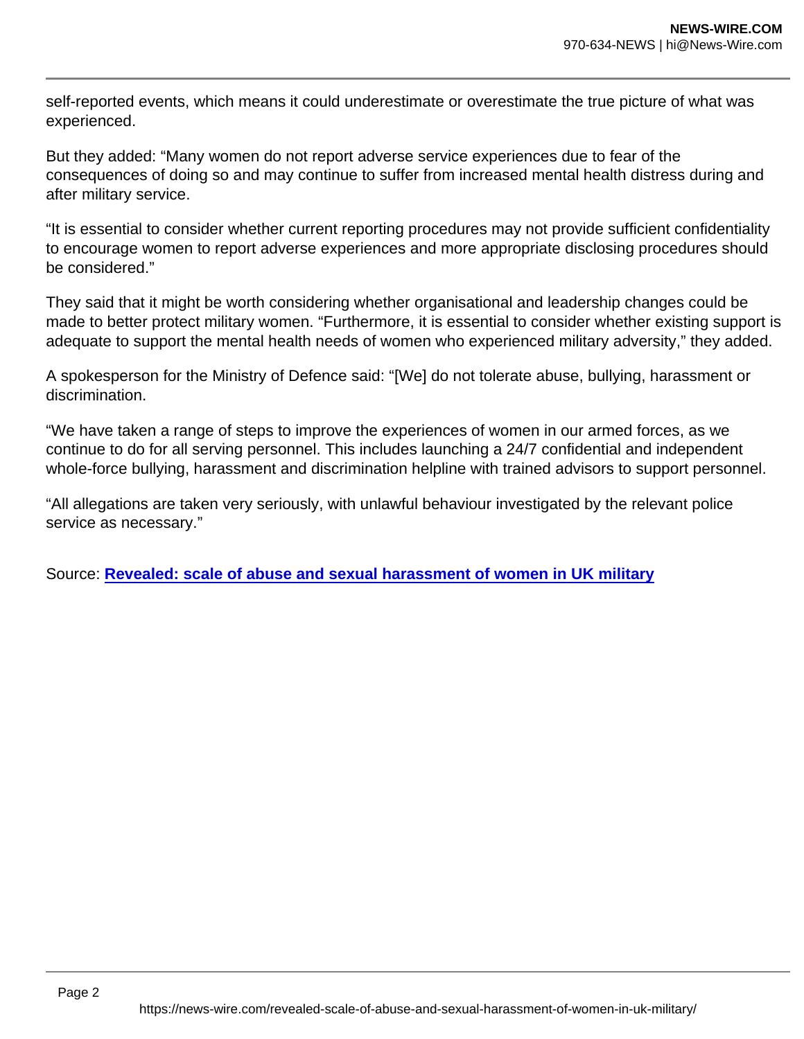self-reported events, which means it could underestimate or overestimate the true picture of what was experienced.

But they added: “Many women do not report adverse service experiences due to fear of the consequences of doing so and may continue to suffer from increased mental health distress during and after military service.

“It is essential to consider whether current reporting procedures may not provide sufficient confidentiality to encourage women to report adverse experiences and more appropriate disclosing procedures should be considered.”

They said that it might be worth considering whether organisational and leadership changes could be made to better protect military women. “Furthermore, it is essential to consider whether existing support is adequate to support the mental health needs of women who experienced military adversity,” they added.

A spokesperson for the Ministry of Defence said: “[We] do not tolerate abuse, bullying, harassment or discrimination.

“We have taken a range of steps to improve the experiences of women in our armed forces, as we continue to do for all serving personnel. This includes launching a 24/7 confidential and independent whole-force bullying, harassment and discrimination helpline with trained advisors to support personnel.

“All allegations are taken very seriously, with unlawful behaviour investigated by the relevant police service as necessary.”

Source: **Revealed: scale of abuse and sexual harassment of women in UK military**